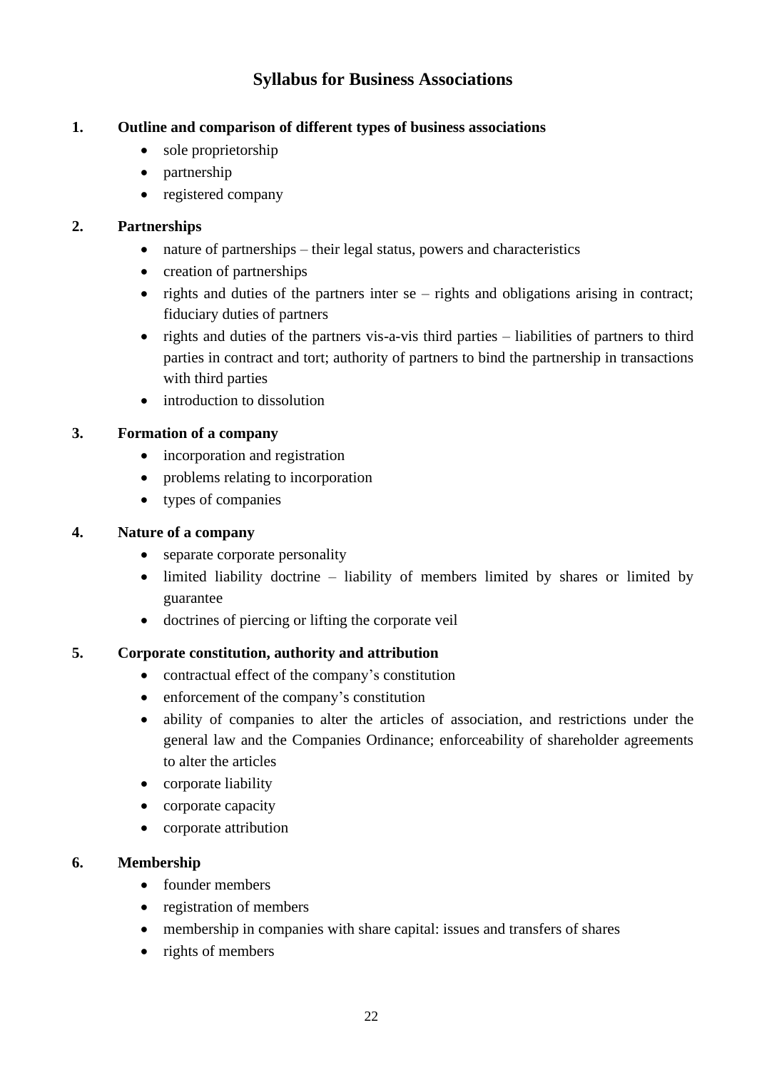# Syllabus for Business Associations

**1. Outline and comparison of different types of business associations**

- sole proprietorship
- partnership
- registered company

**2. Partnerships**

- nature of partnerships – their legal status, powers and characteristics
- creation of partnerships
- rights and duties of the partners inter se – rights and obligations arising in contract; fiduciary duties of partners
- rights and duties of the partners vis-a-vis third parties – liabilities of partners to third parties in contract and tort; authority of partners to bind the partnership in transactions with third parties
- introduction to dissolution

**3. Formation of a company**

- incorporation and registration
- problems relating to incorporation
- types of companies

**4. Nature of a company**

- separate corporate personality
- limited liability doctrine – liability of members limited by shares or limited by guarantee
- doctrines of piercing or lifting the corporate veil

**5. Corporate constitution, authority and attribution**

- contractual effect of the company's constitution
- enforcement of the company's constitution
- ability of companies to alter the articles of association, and restrictions under the general law and the Companies Ordinance; enforceability of shareholder agreements to alter the articles
- corporate liability
- corporate capacity
- corporate attribution

**6. Membership**

- founder members
- registration of members
- membership in companies with share capital: issues and transfers of shares
- rights of members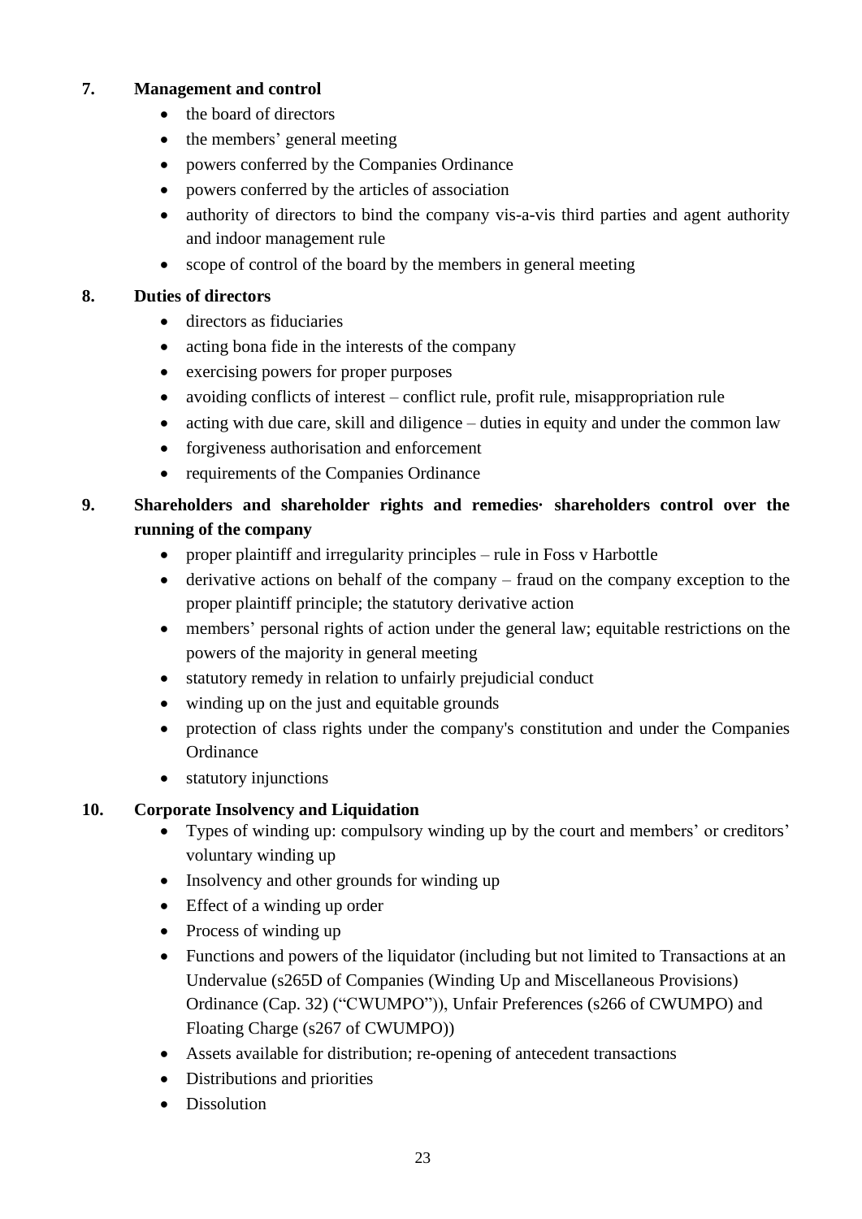**7. Management and control**

- the board of directors
- the members' general meeting
- powers conferred by the Companies Ordinance
- powers conferred by the articles of association
- authority of directors to bind the company vis-a-vis third parties and agent authority and indoor management rule
- scope of control of the board by the members in general meeting

**8. Duties of directors**

- directors as fiduciaries
- acting bona fide in the interests of the company
- exercising powers for proper purposes
- avoiding conflicts of interest – conflict rule, profit rule, misappropriation rule
- acting with due care, skill and diligence – duties in equity and under the common law
- forgiveness authorisation and enforcement
- requirements of the Companies Ordinance

**9. Shareholders and shareholder rights and remedies· shareholders control over the running of the company**

- proper plaintiff and irregularity principles – rule in Foss v Harbottle
- derivative actions on behalf of the company – fraud on the company exception to the proper plaintiff principle; the statutory derivative action
- members' personal rights of action under the general law; equitable restrictions on the powers of the majority in general meeting
- statutory remedy in relation to unfairly prejudicial conduct
- winding up on the just and equitable grounds
- protection of class rights under the company's constitution and under the Companies Ordinance
- statutory injunctions

**10. Corporate Insolvency and Liquidation**

- Types of winding up: compulsory winding up by the court and members' or creditors' voluntary winding up
- Insolvency and other grounds for winding up
- Effect of a winding up order
- Process of winding up
- Functions and powers of the liquidator (including but not limited to Transactions at an Undervalue (s265D of Companies (Winding Up and Miscellaneous Provisions) Ordinance (Cap. 32) ("CWUMPO")), Unfair Preferences (s266 of CWUMPO) and Floating Charge (s267 of CWUMPO))
- Assets available for distribution; re-opening of antecedent transactions
- Distributions and priorities
- Dissolution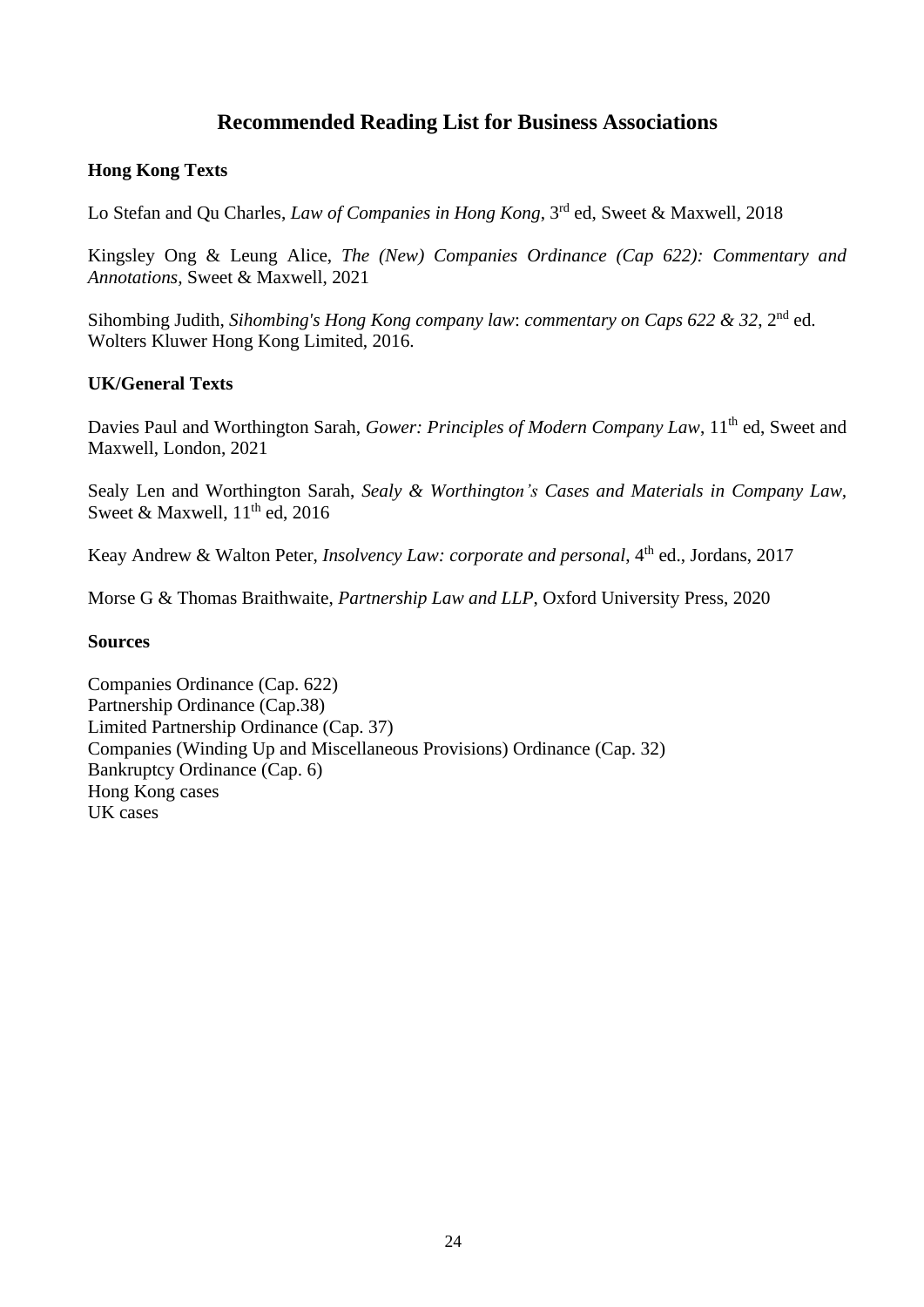## Recommended Reading List for Business Associations

**Hong Kong Texts**

Lo Stefan and Qu Charles, *Law of Companies in Hong Kong*, 3rd ed, Sweet & Maxwell, 2018

Kingsley Ong & Leung Alice, *The (New) Companies Ordinance (Cap 622): Commentary and Annotations*, Sweet & Maxwell, 2021

Sihombing Judith, *Sihombing's Hong Kong company law*: *commentary on Caps 622 & 32*, 2nd ed. Wolters Kluwer Hong Kong Limited, 2016.

**UK/General Texts**

Davies Paul and Worthington Sarah, *Gower: Principles of Modern Company Law*, 11th ed, Sweet and Maxwell, London, 2021

Sealy Len and Worthington Sarah, *Sealy & Worthington's Cases and Materials in Company Law*, Sweet & Maxwell, 11th ed, 2016

Keay Andrew & Walton Peter, *Insolvency Law: corporate and personal*, 4th ed., Jordans, 2017

Morse G & Thomas Braithwaite, *Partnership Law and LLP*, Oxford University Press, 2020

**Sources**

Companies Ordinance (Cap. 622)
Partnership Ordinance (Cap.38)
Limited Partnership Ordinance (Cap. 37)
Companies (Winding Up and Miscellaneous Provisions) Ordinance (Cap. 32)
Bankruptcy Ordinance (Cap. 6)
Hong Kong cases
UK cases